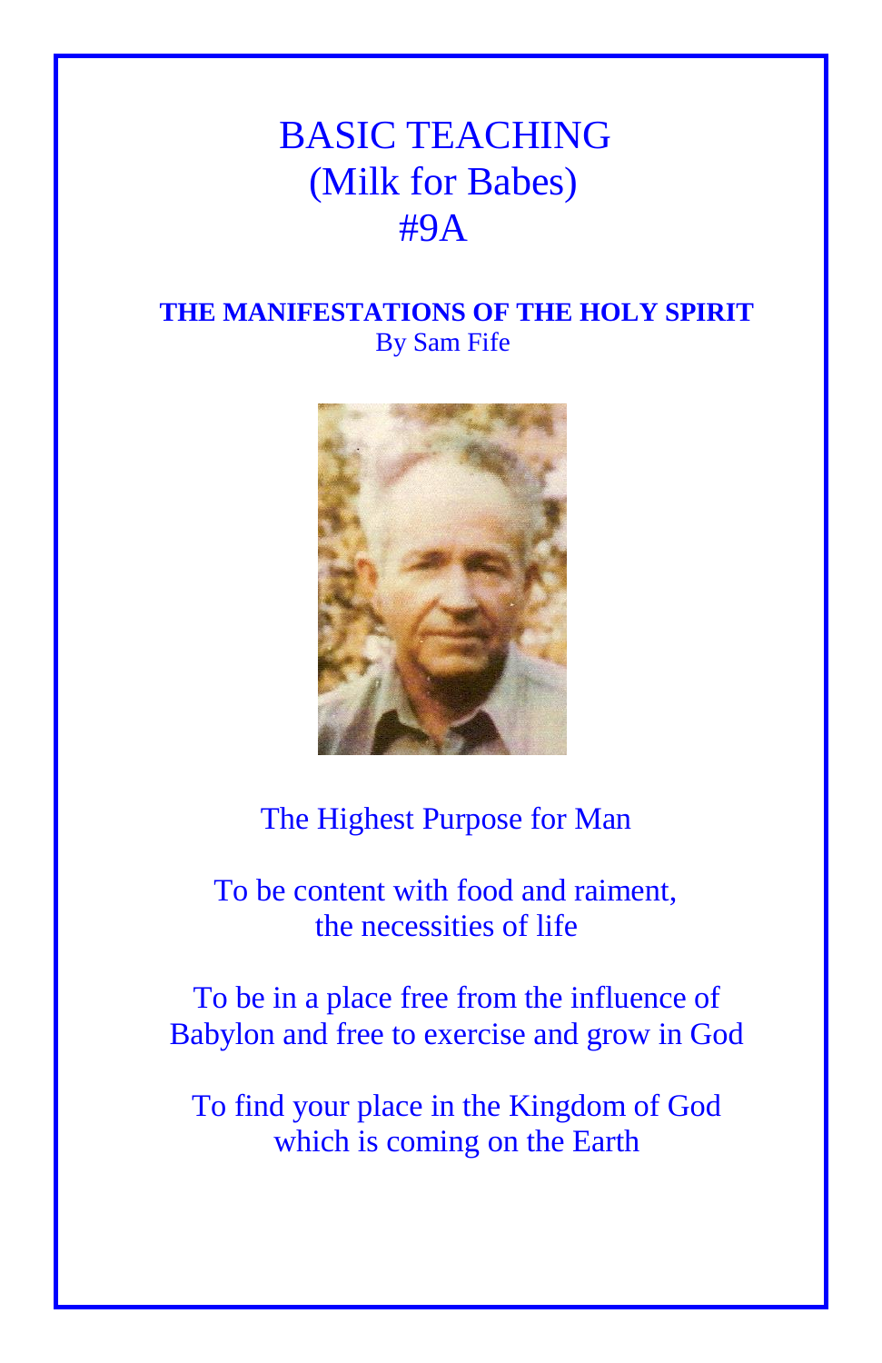# BASIC TEACHING
# (Milk for Babes)
# #9A

**THE MANIFESTATIONS OF THE HOLY SPIRIT**

By Sam Fife

The Highest Purpose for Man

To be content with food and raiment, the necessities of life

To be in a place free from the influence of Babylon and free to exercise and grow in God

To find your place in the Kingdom of God which is coming on the Earth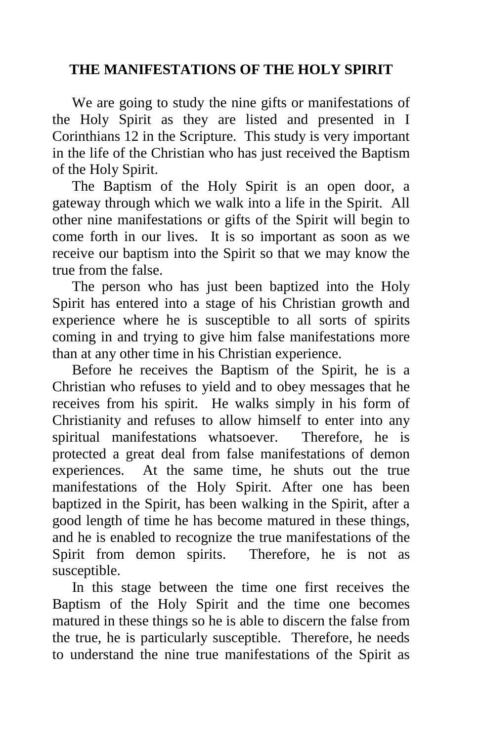# THE MANIFESTATIONS OF THE HOLY SPIRIT

We are going to study the nine gifts or manifestations of the Holy Spirit as they are listed and presented in I Corinthians 12 in the Scripture. This study is very important in the life of the Christian who has just received the Baptism of the Holy Spirit.

The Baptism of the Holy Spirit is an open door, a gateway through which we walk into a life in the Spirit. All other nine manifestations or gifts of the Spirit will begin to come forth in our lives. It is so important as soon as we receive our baptism into the Spirit so that we may know the true from the false.

The person who has just been baptized into the Holy Spirit has entered into a stage of his Christian growth and experience where he is susceptible to all sorts of spirits coming in and trying to give him false manifestations more than at any other time in his Christian experience.

Before he receives the Baptism of the Spirit, he is a Christian who refuses to yield and to obey messages that he receives from his spirit. He walks simply in his form of Christianity and refuses to allow himself to enter into any spiritual manifestations whatsoever. Therefore, he is protected a great deal from false manifestations of demon experiences. At the same time, he shuts out the true manifestations of the Holy Spirit. After one has been baptized in the Spirit, has been walking in the Spirit, after a good length of time he has become matured in these things, and he is enabled to recognize the true manifestations of the Spirit from demon spirits. Therefore, he is not as susceptible.

In this stage between the time one first receives the Baptism of the Holy Spirit and the time one becomes matured in these things so he is able to discern the false from the true, he is particularly susceptible. Therefore, he needs to understand the nine true manifestations of the Spirit as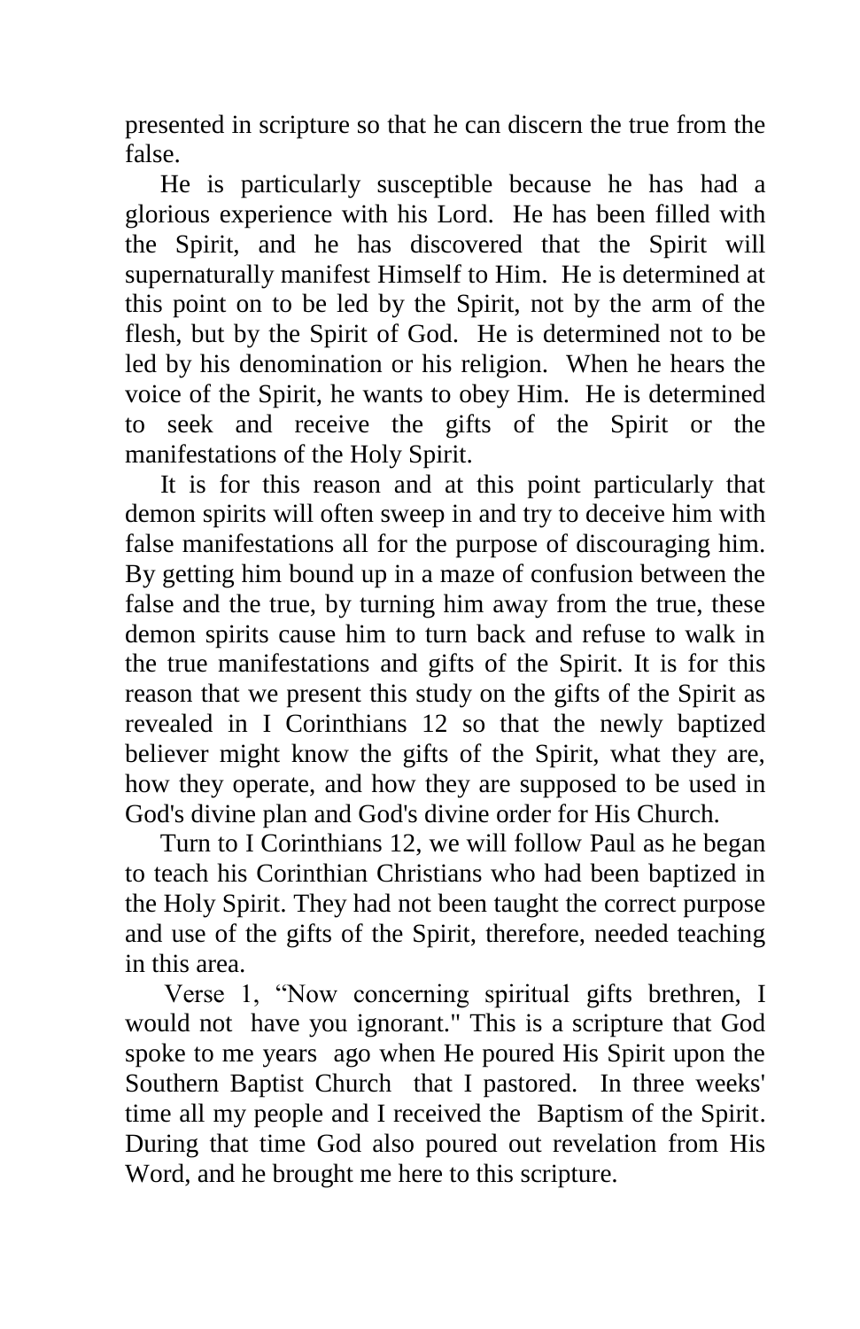presented in scripture so that he can discern the true from the false.

He is particularly susceptible because he has had a glorious experience with his Lord. He has been filled with the Spirit, and he has discovered that the Spirit will supernaturally manifest Himself to Him. He is determined at this point on to be led by the Spirit, not by the arm of the flesh, but by the Spirit of God. He is determined not to be led by his denomination or his religion. When he hears the voice of the Spirit, he wants to obey Him. He is determined to seek and receive the gifts of the Spirit or the manifestations of the Holy Spirit.

It is for this reason and at this point particularly that demon spirits will often sweep in and try to deceive him with false manifestations all for the purpose of discouraging him. By getting him bound up in a maze of confusion between the false and the true, by turning him away from the true, these demon spirits cause him to turn back and refuse to walk in the true manifestations and gifts of the Spirit. It is for this reason that we present this study on the gifts of the Spirit as revealed in I Corinthians 12 so that the newly baptized believer might know the gifts of the Spirit, what they are, how they operate, and how they are supposed to be used in God's divine plan and God's divine order for His Church.

Turn to I Corinthians 12, we will follow Paul as he began to teach his Corinthian Christians who had been baptized in the Holy Spirit. They had not been taught the correct purpose and use of the gifts of the Spirit, therefore, needed teaching in this area.

Verse 1, "Now concerning spiritual gifts brethren, I would not have you ignorant." This is a scripture that God spoke to me years ago when He poured His Spirit upon the Southern Baptist Church that I pastored. In three weeks' time all my people and I received the Baptism of the Spirit. During that time God also poured out revelation from His Word, and he brought me here to this scripture.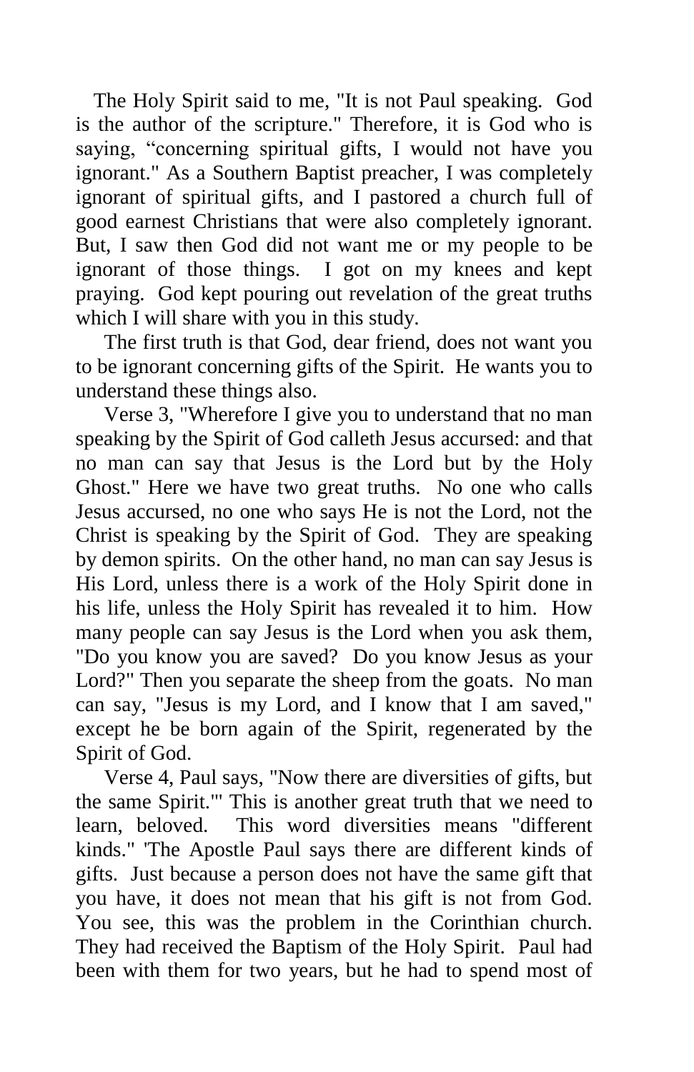The Holy Spirit said to me, "It is not Paul speaking. God is the author of the scripture." Therefore, it is God who is saying, "concerning spiritual gifts, I would not have you ignorant." As a Southern Baptist preacher, I was completely ignorant of spiritual gifts, and I pastored a church full of good earnest Christians that were also completely ignorant. But, I saw then God did not want me or my people to be ignorant of those things. I got on my knees and kept praying. God kept pouring out revelation of the great truths which I will share with you in this study.

The first truth is that God, dear friend, does not want you to be ignorant concerning gifts of the Spirit. He wants you to understand these things also.

Verse 3, "Wherefore I give you to understand that no man speaking by the Spirit of God calleth Jesus accursed: and that no man can say that Jesus is the Lord but by the Holy Ghost." Here we have two great truths. No one who calls Jesus accursed, no one who says He is not the Lord, not the Christ is speaking by the Spirit of God. They are speaking by demon spirits. On the other hand, no man can say Jesus is His Lord, unless there is a work of the Holy Spirit done in his life, unless the Holy Spirit has revealed it to him. How many people can say Jesus is the Lord when you ask them, "Do you know you are saved? Do you know Jesus as your Lord?" Then you separate the sheep from the goats. No man can say, "Jesus is my Lord, and I know that I am saved," except he be born again of the Spirit, regenerated by the Spirit of God.

Verse 4, Paul says, "Now there are diversities of gifts, but the same Spirit.'" This is another great truth that we need to learn, beloved. This word diversities means "different kinds." 'The Apostle Paul says there are different kinds of gifts. Just because a person does not have the same gift that you have, it does not mean that his gift is not from God. You see, this was the problem in the Corinthian church. They had received the Baptism of the Holy Spirit. Paul had been with them for two years, but he had to spend most of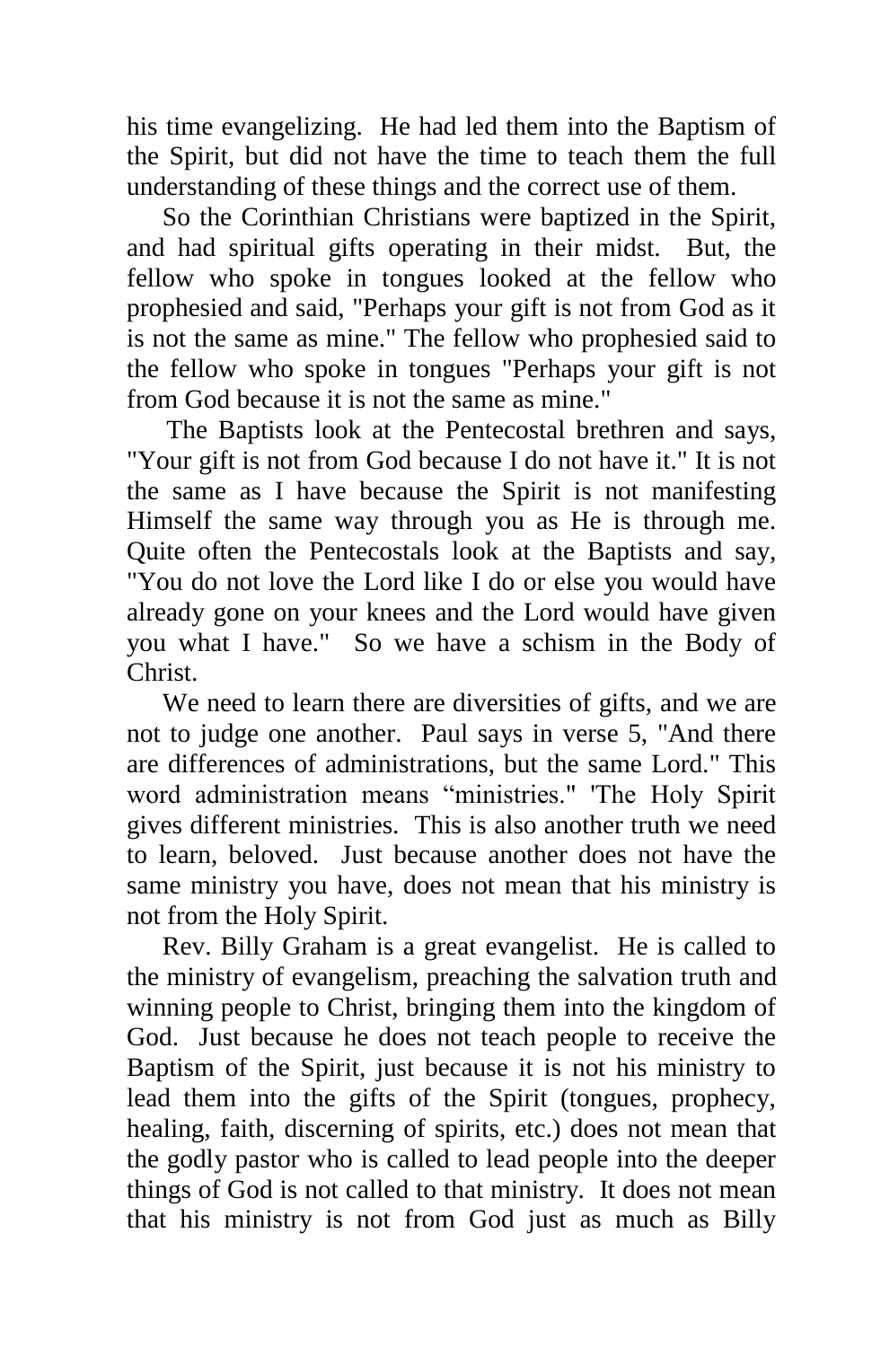his time evangelizing. He had led them into the Baptism of the Spirit, but did not have the time to teach them the full understanding of these things and the correct use of them.

So the Corinthian Christians were baptized in the Spirit, and had spiritual gifts operating in their midst. But, the fellow who spoke in tongues looked at the fellow who prophesied and said, "Perhaps your gift is not from God as it is not the same as mine." The fellow who prophesied said to the fellow who spoke in tongues "Perhaps your gift is not from God because it is not the same as mine."

The Baptists look at the Pentecostal brethren and says, "Your gift is not from God because I do not have it." It is not the same as I have because the Spirit is not manifesting Himself the same way through you as He is through me. Quite often the Pentecostals look at the Baptists and say, "You do not love the Lord like I do or else you would have already gone on your knees and the Lord would have given you what I have." So we have a schism in the Body of Christ.

We need to learn there are diversities of gifts, and we are not to judge one another. Paul says in verse 5, "And there are differences of administrations, but the same Lord." This word administration means "ministries." 'The Holy Spirit gives different ministries. This is also another truth we need to learn, beloved. Just because another does not have the same ministry you have, does not mean that his ministry is not from the Holy Spirit.

Rev. Billy Graham is a great evangelist. He is called to the ministry of evangelism, preaching the salvation truth and winning people to Christ, bringing them into the kingdom of God. Just because he does not teach people to receive the Baptism of the Spirit, just because it is not his ministry to lead them into the gifts of the Spirit (tongues, prophecy, healing, faith, discerning of spirits, etc.) does not mean that the godly pastor who is called to lead people into the deeper things of God is not called to that ministry. It does not mean that his ministry is not from God just as much as Billy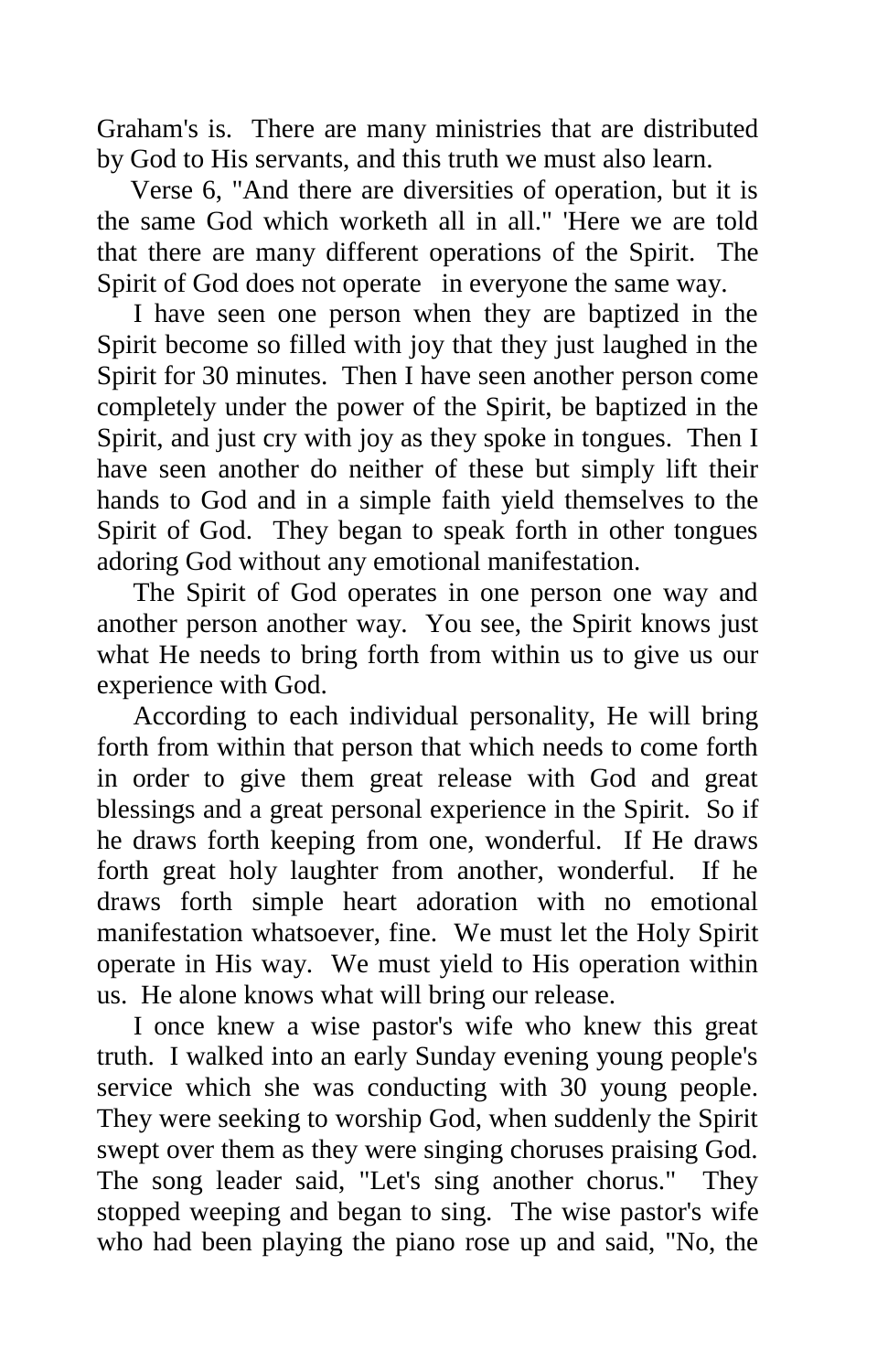Graham's is. There are many ministries that are distributed by God to His servants, and this truth we must also learn.

Verse 6, "And there are diversities of operation, but it is the same God which worketh all in all." 'Here we are told that there are many different operations of the Spirit. The Spirit of God does not operate in everyone the same way.

I have seen one person when they are baptized in the Spirit become so filled with joy that they just laughed in the Spirit for 30 minutes. Then I have seen another person come completely under the power of the Spirit, be baptized in the Spirit, and just cry with joy as they spoke in tongues. Then I have seen another do neither of these but simply lift their hands to God and in a simple faith yield themselves to the Spirit of God. They began to speak forth in other tongues adoring God without any emotional manifestation.

The Spirit of God operates in one person one way and another person another way. You see, the Spirit knows just what He needs to bring forth from within us to give us our experience with God.

According to each individual personality, He will bring forth from within that person that which needs to come forth in order to give them great release with God and great blessings and a great personal experience in the Spirit. So if he draws forth keeping from one, wonderful. If He draws forth great holy laughter from another, wonderful. If he draws forth simple heart adoration with no emotional manifestation whatsoever, fine. We must let the Holy Spirit operate in His way. We must yield to His operation within us. He alone knows what will bring our release.

I once knew a wise pastor's wife who knew this great truth. I walked into an early Sunday evening young people's service which she was conducting with 30 young people. They were seeking to worship God, when suddenly the Spirit swept over them as they were singing choruses praising God. The song leader said, "Let's sing another chorus." They stopped weeping and began to sing. The wise pastor's wife who had been playing the piano rose up and said, "No, the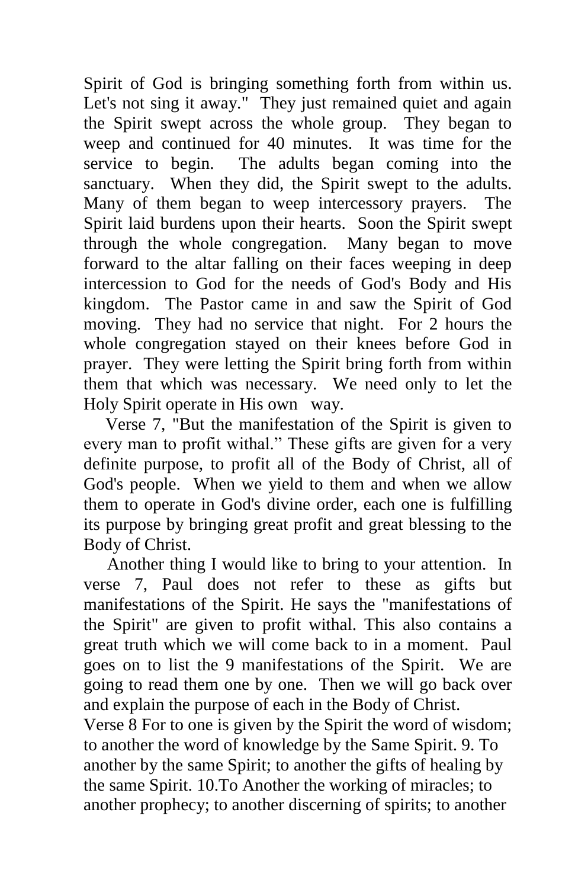Spirit of God is bringing something forth from within us. Let's not sing it away." They just remained quiet and again the Spirit swept across the whole group. They began to weep and continued for 40 minutes. It was time for the service to begin. The adults began coming into the sanctuary. When they did, the Spirit swept to the adults. Many of them began to weep intercessory prayers. The Spirit laid burdens upon their hearts. Soon the Spirit swept through the whole congregation. Many began to move forward to the altar falling on their faces weeping in deep intercession to God for the needs of God's Body and His kingdom. The Pastor came in and saw the Spirit of God moving. They had no service that night. For 2 hours the whole congregation stayed on their knees before God in prayer. They were letting the Spirit bring forth from within them that which was necessary. We need only to let the Holy Spirit operate in His own way.

Verse 7, "But the manifestation of the Spirit is given to every man to profit withal." These gifts are given for a very definite purpose, to profit all of the Body of Christ, all of God's people. When we yield to them and when we allow them to operate in God's divine order, each one is fulfilling its purpose by bringing great profit and great blessing to the Body of Christ.

Another thing I would like to bring to your attention. In verse 7, Paul does not refer to these as gifts but manifestations of the Spirit. He says the "manifestations of the Spirit" are given to profit withal. This also contains a great truth which we will come back to in a moment. Paul goes on to list the 9 manifestations of the Spirit. We are going to read them one by one. Then we will go back over and explain the purpose of each in the Body of Christ.

Verse 8 For to one is given by the Spirit the word of wisdom; to another the word of knowledge by the Same Spirit. 9. To another by the same Spirit; to another the gifts of healing by the same Spirit. 10.To Another the working of miracles; to another prophecy; to another discerning of spirits; to another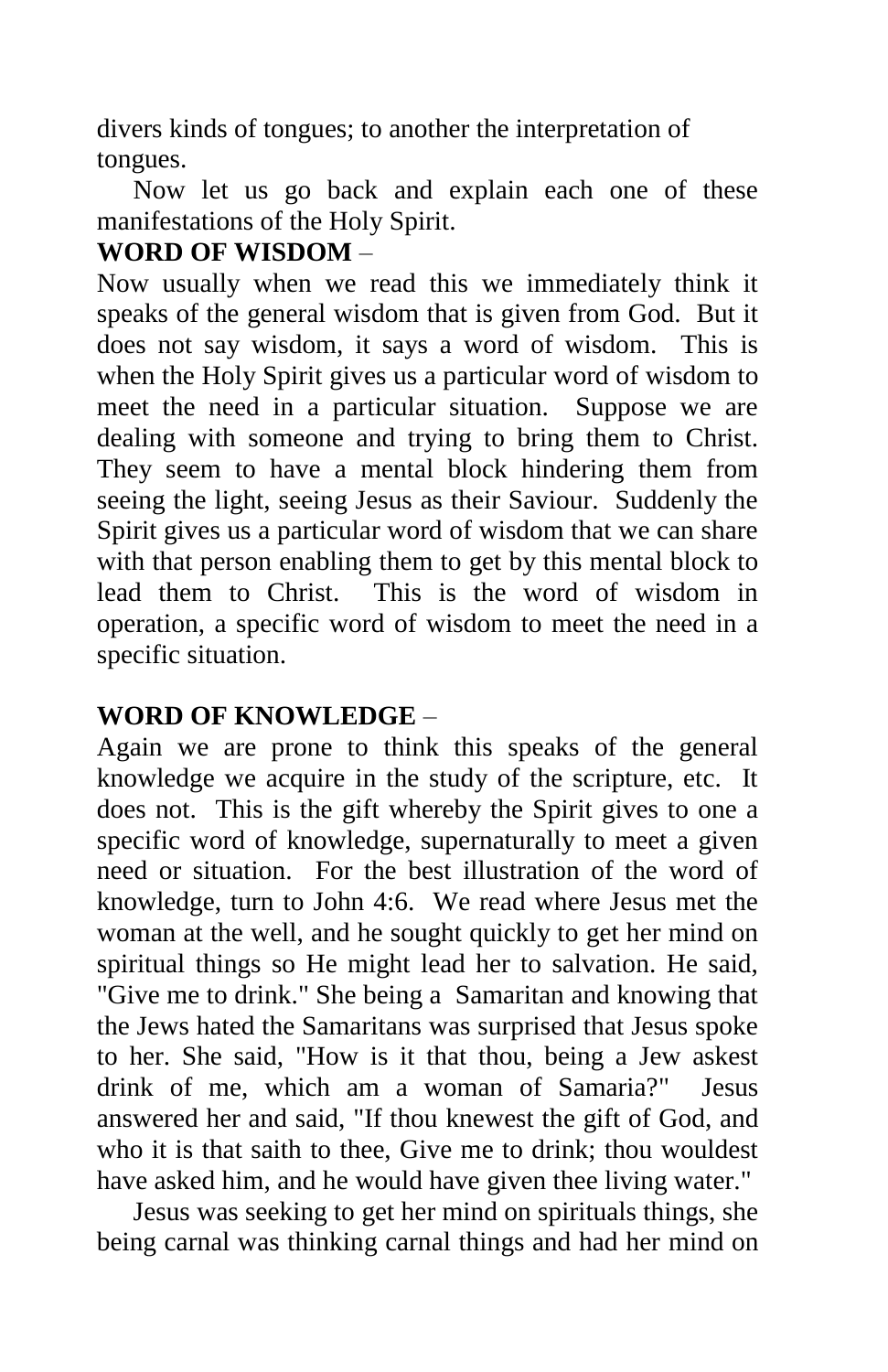divers kinds of tongues; to another the interpretation of tongues.

Now let us go back and explain each one of these manifestations of the Holy Spirit.

**WORD OF WISDOM** –

Now usually when we read this we immediately think it speaks of the general wisdom that is given from God. But it does not say wisdom, it says a word of wisdom. This is when the Holy Spirit gives us a particular word of wisdom to meet the need in a particular situation. Suppose we are dealing with someone and trying to bring them to Christ. They seem to have a mental block hindering them from seeing the light, seeing Jesus as their Saviour. Suddenly the Spirit gives us a particular word of wisdom that we can share with that person enabling them to get by this mental block to lead them to Christ. This is the word of wisdom in operation, a specific word of wisdom to meet the need in a specific situation.

**WORD OF KNOWLEDGE** –

Again we are prone to think this speaks of the general knowledge we acquire in the study of the scripture, etc. It does not. This is the gift whereby the Spirit gives to one a specific word of knowledge, supernaturally to meet a given need or situation. For the best illustration of the word of knowledge, turn to John 4:6. We read where Jesus met the woman at the well, and he sought quickly to get her mind on spiritual things so He might lead her to salvation. He said, "Give me to drink." She being a Samaritan and knowing that the Jews hated the Samaritans was surprised that Jesus spoke to her. She said, "How is it that thou, being a Jew askest drink of me, which am a woman of Samaria?" Jesus answered her and said, "If thou knewest the gift of God, and who it is that saith to thee, Give me to drink; thou wouldest have asked him, and he would have given thee living water."

Jesus was seeking to get her mind on spirituals things, she being carnal was thinking carnal things and had her mind on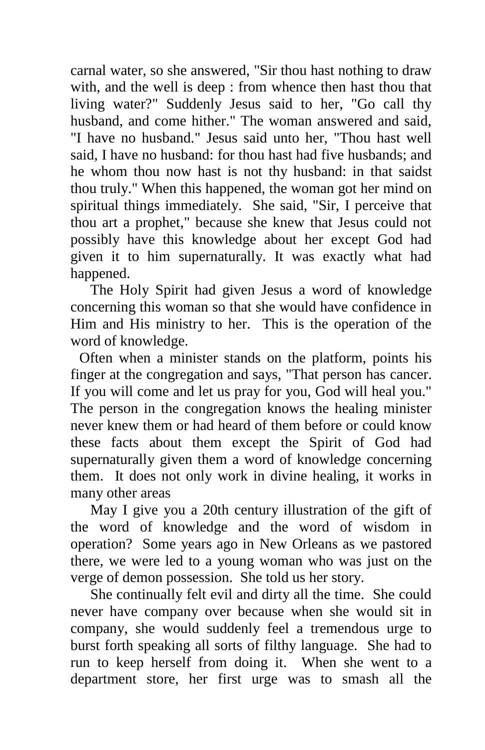carnal water, so she answered, "Sir thou hast nothing to draw with, and the well is deep : from whence then hast thou that living water?" Suddenly Jesus said to her, "Go call thy husband, and come hither." The woman answered and said, "I have no husband." Jesus said unto her, "Thou hast well said, I have no husband: for thou hast had five husbands; and he whom thou now hast is not thy husband: in that saidst thou truly." When this happened, the woman got her mind on spiritual things immediately. She said, "Sir, I perceive that thou art a prophet," because she knew that Jesus could not possibly have this knowledge about her except God had given it to him supernaturally. It was exactly what had happened.

The Holy Spirit had given Jesus a word of knowledge concerning this woman so that she would have confidence in Him and His ministry to her. This is the operation of the word of knowledge.

Often when a minister stands on the platform, points his finger at the congregation and says, "That person has cancer. If you will come and let us pray for you, God will heal you." The person in the congregation knows the healing minister never knew them or had heard of them before or could know these facts about them except the Spirit of God had supernaturally given them a word of knowledge concerning them. It does not only work in divine healing, it works in many other areas

May I give you a 20th century illustration of the gift of the word of knowledge and the word of wisdom in operation? Some years ago in New Orleans as we pastored there, we were led to a young woman who was just on the verge of demon possession. She told us her story.

She continually felt evil and dirty all the time. She could never have company over because when she would sit in company, she would suddenly feel a tremendous urge to burst forth speaking all sorts of filthy language. She had to run to keep herself from doing it. When she went to a department store, her first urge was to smash all the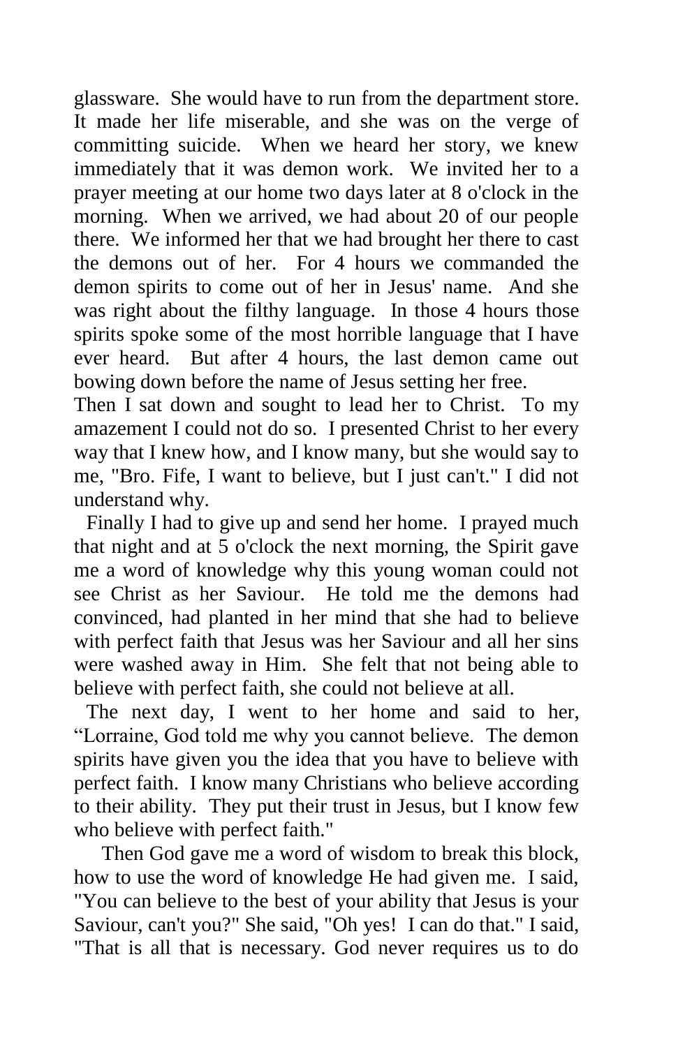glassware. She would have to run from the department store. It made her life miserable, and she was on the verge of committing suicide. When we heard her story, we knew immediately that it was demon work. We invited her to a prayer meeting at our home two days later at 8 o'clock in the morning. When we arrived, we had about 20 of our people there. We informed her that we had brought her there to cast the demons out of her. For 4 hours we commanded the demon spirits to come out of her in Jesus' name. And she was right about the filthy language. In those 4 hours those spirits spoke some of the most horrible language that I have ever heard. But after 4 hours, the last demon came out bowing down before the name of Jesus setting her free.

Then I sat down and sought to lead her to Christ. To my amazement I could not do so. I presented Christ to her every way that I knew how, and I know many, but she would say to me, "Bro. Fife, I want to believe, but I just can't." I did not understand why.

Finally I had to give up and send her home. I prayed much that night and at 5 o'clock the next morning, the Spirit gave me a word of knowledge why this young woman could not see Christ as her Saviour. He told me the demons had convinced, had planted in her mind that she had to believe with perfect faith that Jesus was her Saviour and all her sins were washed away in Him. She felt that not being able to believe with perfect faith, she could not believe at all.

The next day, I went to her home and said to her, "Lorraine, God told me why you cannot believe. The demon spirits have given you the idea that you have to believe with perfect faith. I know many Christians who believe according to their ability. They put their trust in Jesus, but I know few who believe with perfect faith."

Then God gave me a word of wisdom to break this block, how to use the word of knowledge He had given me. I said, "You can believe to the best of your ability that Jesus is your Saviour, can't you?" She said, "Oh yes! I can do that." I said, "That is all that is necessary. God never requires us to do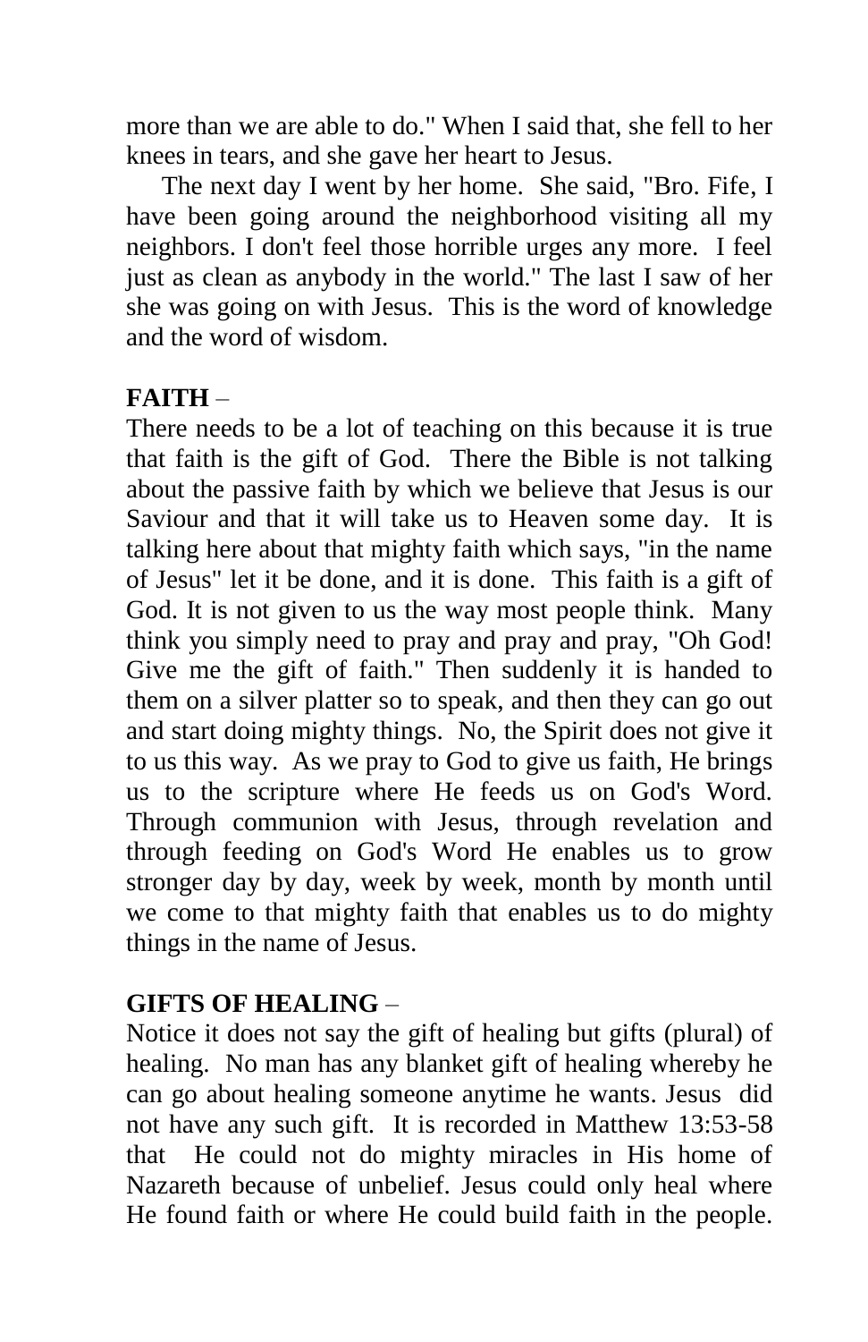more than we are able to do." When I said that, she fell to her knees in tears, and she gave her heart to Jesus.

The next day I went by her home. She said, "Bro. Fife, I have been going around the neighborhood visiting all my neighbors. I don't feel those horrible urges any more. I feel just as clean as anybody in the world." The last I saw of her she was going on with Jesus. This is the word of knowledge and the word of wisdom.

**FAITH** –

There needs to be a lot of teaching on this because it is true that faith is the gift of God. There the Bible is not talking about the passive faith by which we believe that Jesus is our Saviour and that it will take us to Heaven some day. It is talking here about that mighty faith which says, "in the name of Jesus" let it be done, and it is done. This faith is a gift of God. It is not given to us the way most people think. Many think you simply need to pray and pray and pray, "Oh God! Give me the gift of faith." Then suddenly it is handed to them on a silver platter so to speak, and then they can go out and start doing mighty things. No, the Spirit does not give it to us this way. As we pray to God to give us faith, He brings us to the scripture where He feeds us on God's Word. Through communion with Jesus, through revelation and through feeding on God's Word He enables us to grow stronger day by day, week by week, month by month until we come to that mighty faith that enables us to do mighty things in the name of Jesus.

**GIFTS OF HEALING** –

Notice it does not say the gift of healing but gifts (plural) of healing. No man has any blanket gift of healing whereby he can go about healing someone anytime he wants. Jesus did not have any such gift. It is recorded in Matthew 13:53-58 that He could not do mighty miracles in His home of Nazareth because of unbelief. Jesus could only heal where He found faith or where He could build faith in the people.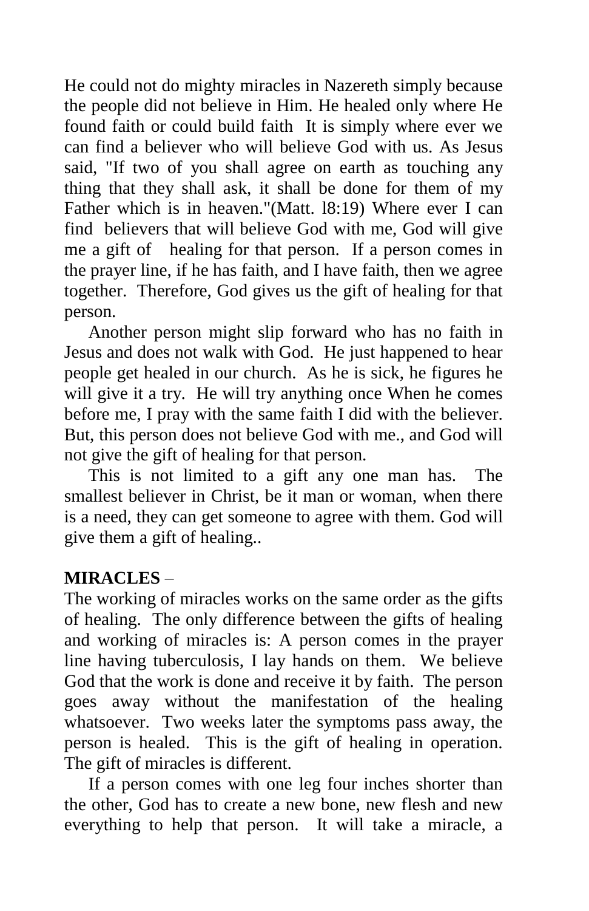He could not do mighty miracles in Nazereth simply because the people did not believe in Him. He healed only where He found faith or could build faith It is simply where ever we can find a believer who will believe God with us. As Jesus said, "If two of you shall agree on earth as touching any thing that they shall ask, it shall be done for them of my Father which is in heaven."(Matt. l8:19) Where ever I can find believers that will believe God with me, God will give me a gift of healing for that person. If a person comes in the prayer line, if he has faith, and I have faith, then we agree together. Therefore, God gives us the gift of healing for that person.

Another person might slip forward who has no faith in Jesus and does not walk with God. He just happened to hear people get healed in our church. As he is sick, he figures he will give it a try. He will try anything once When he comes before me, I pray with the same faith I did with the believer. But, this person does not believe God with me., and God will not give the gift of healing for that person.

This is not limited to a gift any one man has. The smallest believer in Christ, be it man or woman, when there is a need, they can get someone to agree with them. God will give them a gift of healing..

**MIRACLES** –

The working of miracles works on the same order as the gifts of healing. The only difference between the gifts of healing and working of miracles is: A person comes in the prayer line having tuberculosis, I lay hands on them. We believe God that the work is done and receive it by faith. The person goes away without the manifestation of the healing whatsoever. Two weeks later the symptoms pass away, the person is healed. This is the gift of healing in operation. The gift of miracles is different.

If a person comes with one leg four inches shorter than the other, God has to create a new bone, new flesh and new everything to help that person. It will take a miracle, a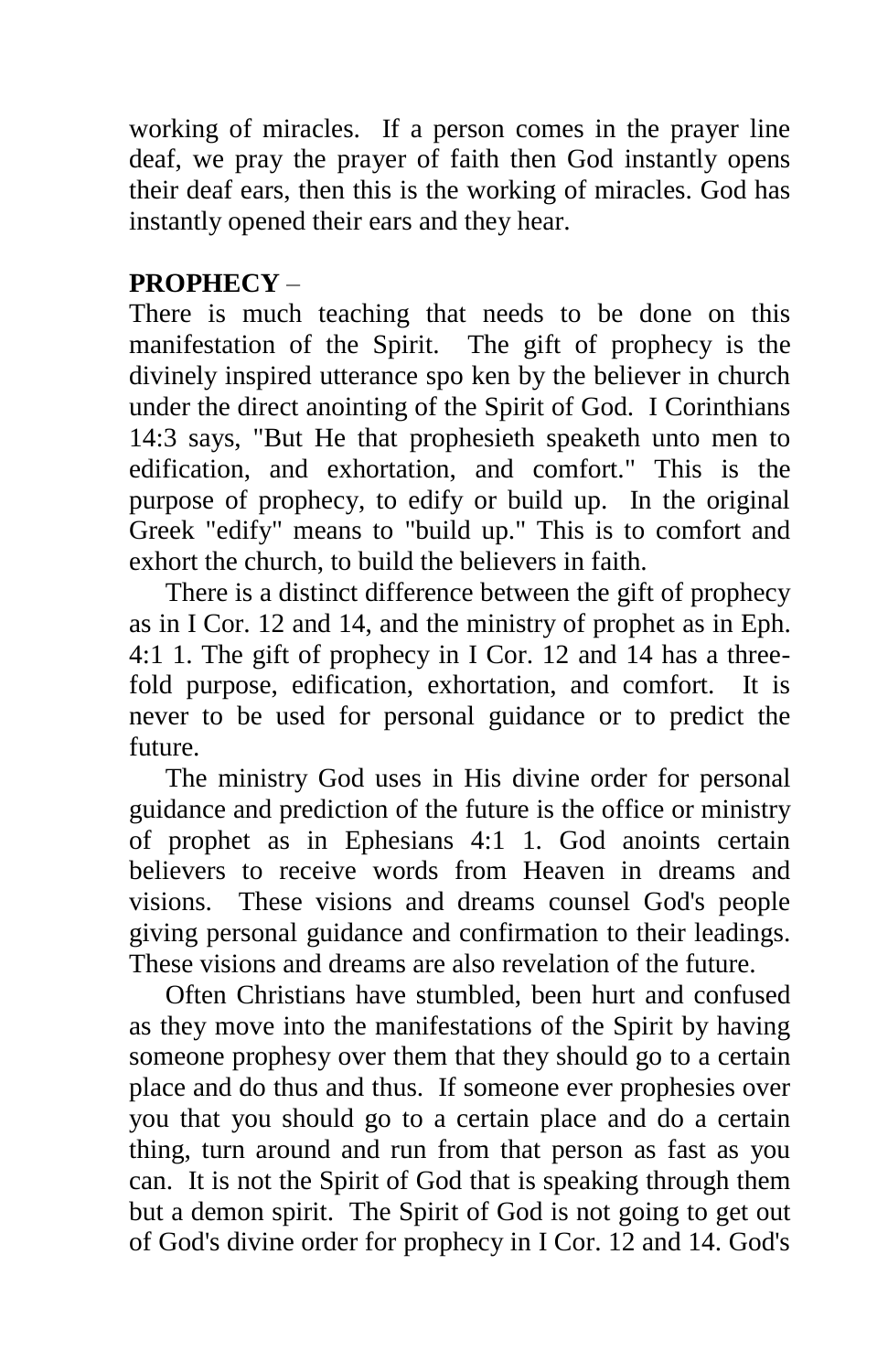working of miracles. If a person comes in the prayer line deaf, we pray the prayer of faith then God instantly opens their deaf ears, then this is the working of miracles. God has instantly opened their ears and they hear.

**PROPHECY** –

There is much teaching that needs to be done on this manifestation of the Spirit. The gift of prophecy is the divinely inspired utterance spo ken by the believer in church under the direct anointing of the Spirit of God. I Corinthians 14:3 says, "But He that prophesieth speaketh unto men to edification, and exhortation, and comfort." This is the purpose of prophecy, to edify or build up. In the original Greek "edify" means to "build up." This is to comfort and exhort the church, to build the believers in faith.

There is a distinct difference between the gift of prophecy as in I Cor. 12 and 14, and the ministry of prophet as in Eph. 4:1 1. The gift of prophecy in I Cor. 12 and 14 has a three-fold purpose, edification, exhortation, and comfort. It is never to be used for personal guidance or to predict the future.

The ministry God uses in His divine order for personal guidance and prediction of the future is the office or ministry of prophet as in Ephesians 4:1 1. God anoints certain believers to receive words from Heaven in dreams and visions. These visions and dreams counsel God's people giving personal guidance and confirmation to their leadings. These visions and dreams are also revelation of the future.

Often Christians have stumbled, been hurt and confused as they move into the manifestations of the Spirit by having someone prophesy over them that they should go to a certain place and do thus and thus. If someone ever prophesies over you that you should go to a certain place and do a certain thing, turn around and run from that person as fast as you can. It is not the Spirit of God that is speaking through them but a demon spirit. The Spirit of God is not going to get out of God's divine order for prophecy in I Cor. 12 and 14. God's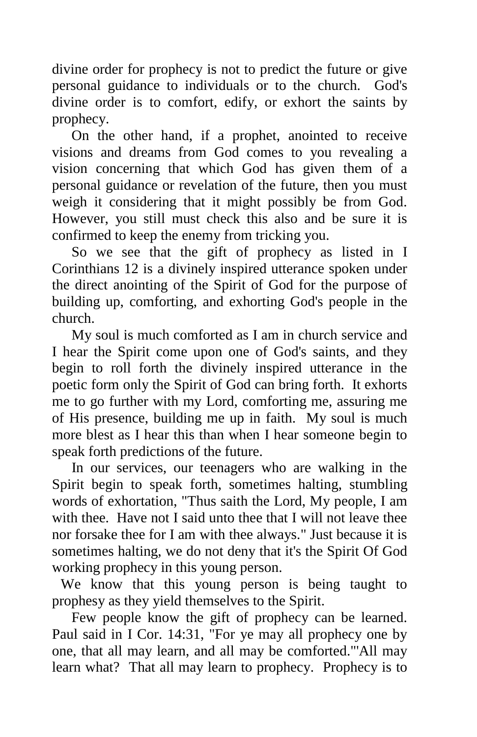divine order for prophecy is not to predict the future or give personal guidance to individuals or to the church. God's divine order is to comfort, edify, or exhort the saints by prophecy.

On the other hand, if a prophet, anointed to receive visions and dreams from God comes to you revealing a vision concerning that which God has given them of a personal guidance or revelation of the future, then you must weigh it considering that it might possibly be from God. However, you still must check this also and be sure it is confirmed to keep the enemy from tricking you.

So we see that the gift of prophecy as listed in I Corinthians 12 is a divinely inspired utterance spoken under the direct anointing of the Spirit of God for the purpose of building up, comforting, and exhorting God's people in the church.

My soul is much comforted as I am in church service and I hear the Spirit come upon one of God's saints, and they begin to roll forth the divinely inspired utterance in the poetic form only the Spirit of God can bring forth. It exhorts me to go further with my Lord, comforting me, assuring me of His presence, building me up in faith. My soul is much more blest as I hear this than when I hear someone begin to speak forth predictions of the future.

In our services, our teenagers who are walking in the Spirit begin to speak forth, sometimes halting, stumbling words of exhortation, "Thus saith the Lord, My people, I am with thee. Have not I said unto thee that I will not leave thee nor forsake thee for I am with thee always." Just because it is sometimes halting, we do not deny that it's the Spirit Of God working prophecy in this young person.

We know that this young person is being taught to prophesy as they yield themselves to the Spirit.

Few people know the gift of prophecy can be learned. Paul said in I Cor. 14:31, "For ye may all prophecy one by one, that all may learn, and all may be comforted."'All may learn what? That all may learn to prophecy. Prophecy is to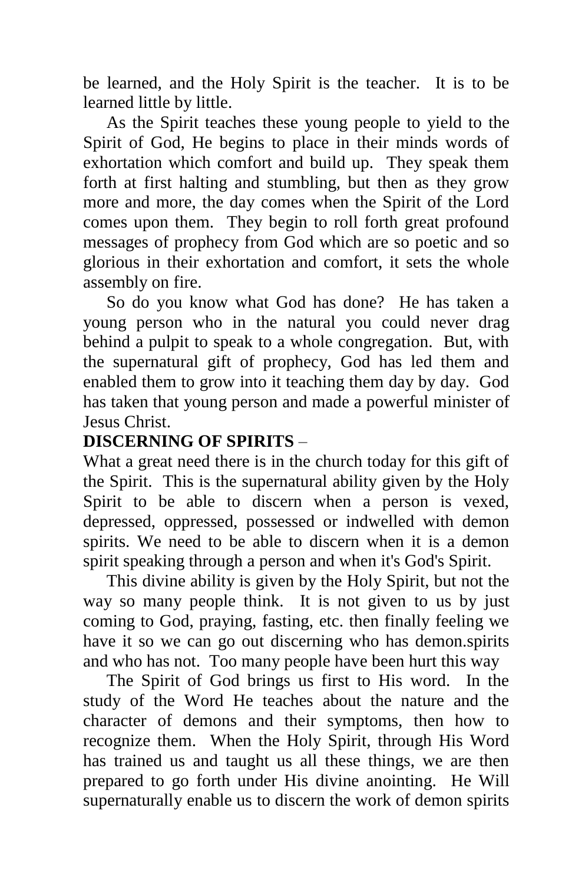be learned, and the Holy Spirit is the teacher. It is to be learned little by little.

As the Spirit teaches these young people to yield to the Spirit of God, He begins to place in their minds words of exhortation which comfort and build up. They speak them forth at first halting and stumbling, but then as they grow more and more, the day comes when the Spirit of the Lord comes upon them. They begin to roll forth great profound messages of prophecy from God which are so poetic and so glorious in their exhortation and comfort, it sets the whole assembly on fire.

So do you know what God has done? He has taken a young person who in the natural you could never drag behind a pulpit to speak to a whole congregation. But, with the supernatural gift of prophecy, God has led them and enabled them to grow into it teaching them day by day. God has taken that young person and made a powerful minister of Jesus Christ.

**DISCERNING OF SPIRITS** –

What a great need there is in the church today for this gift of the Spirit. This is the supernatural ability given by the Holy Spirit to be able to discern when a person is vexed, depressed, oppressed, possessed or indwelled with demon spirits. We need to be able to discern when it is a demon spirit speaking through a person and when it's God's Spirit.

This divine ability is given by the Holy Spirit, but not the way so many people think. It is not given to us by just coming to God, praying, fasting, etc. then finally feeling we have it so we can go out discerning who has demon.spirits and who has not. Too many people have been hurt this way

The Spirit of God brings us first to His word. In the study of the Word He teaches about the nature and the character of demons and their symptoms, then how to recognize them. When the Holy Spirit, through His Word has trained us and taught us all these things, we are then prepared to go forth under His divine anointing. He Will supernaturally enable us to discern the work of demon spirits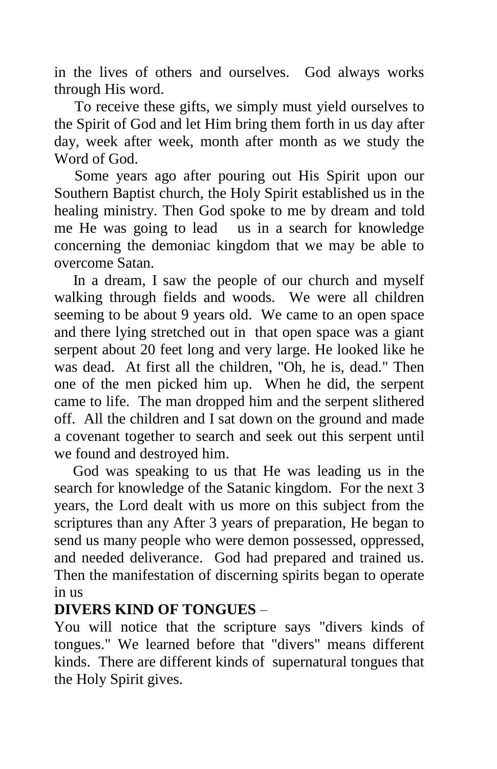in the lives of others and ourselves. God always works through His word.

To receive these gifts, we simply must yield ourselves to the Spirit of God and let Him bring them forth in us day after day, week after week, month after month as we study the Word of God.

Some years ago after pouring out His Spirit upon our Southern Baptist church, the Holy Spirit established us in the healing ministry. Then God spoke to me by dream and told me He was going to lead us in a search for knowledge concerning the demoniac kingdom that we may be able to overcome Satan.

In a dream, I saw the people of our church and myself walking through fields and woods. We were all children seeming to be about 9 years old. We came to an open space and there lying stretched out in that open space was a giant serpent about 20 feet long and very large. He looked like he was dead. At first all the children, "Oh, he is, dead." Then one of the men picked him up. When he did, the serpent came to life. The man dropped him and the serpent slithered off. All the children and I sat down on the ground and made a covenant together to search and seek out this serpent until we found and destroyed him.

God was speaking to us that He was leading us in the search for knowledge of the Satanic kingdom. For the next 3 years, the Lord dealt with us more on this subject from the scriptures than any After 3 years of preparation, He began to send us many people who were demon possessed, oppressed, and needed deliverance. God had prepared and trained us. Then the manifestation of discerning spirits began to operate in us

**DIVERS KIND OF TONGUES** –

You will notice that the scripture says "divers kinds of tongues." We learned before that "divers" means different kinds. There are different kinds of supernatural tongues that the Holy Spirit gives.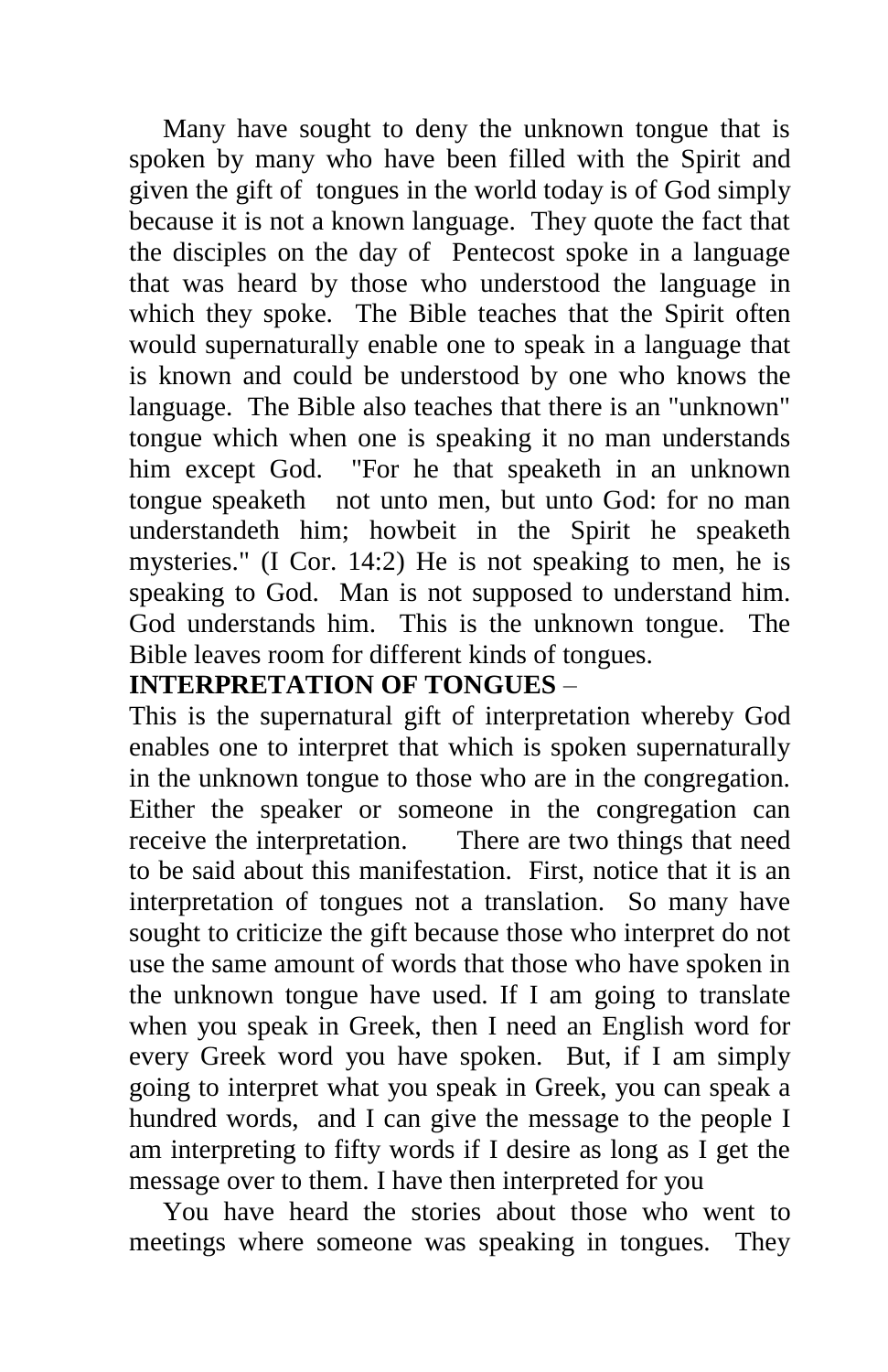Many have sought to deny the unknown tongue that is spoken by many who have been filled with the Spirit and given the gift of tongues in the world today is of God simply because it is not a known language. They quote the fact that the disciples on the day of Pentecost spoke in a language that was heard by those who understood the language in which they spoke. The Bible teaches that the Spirit often would supernaturally enable one to speak in a language that is known and could be understood by one who knows the language. The Bible also teaches that there is an "unknown" tongue which when one is speaking it no man understands him except God. "For he that speaketh in an unknown tongue speaketh not unto men, but unto God: for no man understandeth him; howbeit in the Spirit he speaketh mysteries." (I Cor. 14:2) He is not speaking to men, he is speaking to God. Man is not supposed to understand him. God understands him. This is the unknown tongue. The Bible leaves room for different kinds of tongues.

**INTERPRETATION OF TONGUES** –

This is the supernatural gift of interpretation whereby God enables one to interpret that which is spoken supernaturally in the unknown tongue to those who are in the congregation. Either the speaker or someone in the congregation can receive the interpretation. There are two things that need to be said about this manifestation. First, notice that it is an interpretation of tongues not a translation. So many have sought to criticize the gift because those who interpret do not use the same amount of words that those who have spoken in the unknown tongue have used. If I am going to translate when you speak in Greek, then I need an English word for every Greek word you have spoken. But, if I am simply going to interpret what you speak in Greek, you can speak a hundred words, and I can give the message to the people I am interpreting to fifty words if I desire as long as I get the message over to them. I have then interpreted for you

You have heard the stories about those who went to meetings where someone was speaking in tongues. They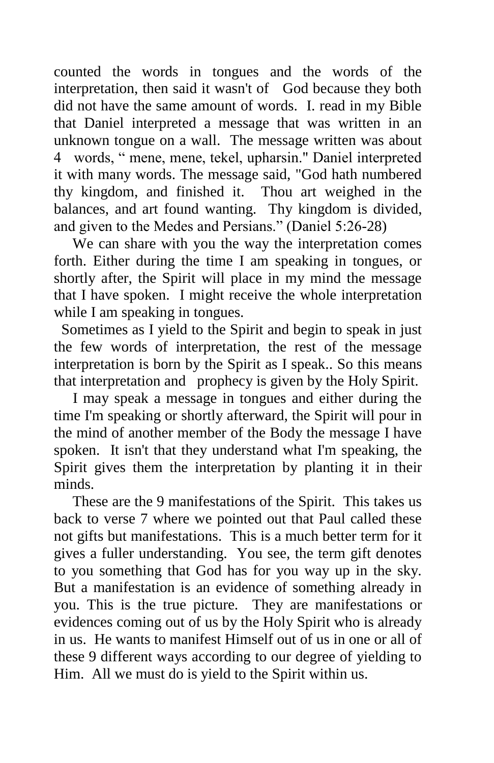counted the words in tongues and the words of the interpretation, then said it wasn't of God because they both did not have the same amount of words. I. read in my Bible that Daniel interpreted a message that was written in an unknown tongue on a wall. The message written was about 4 words, " mene, mene, tekel, upharsin." Daniel interpreted it with many words. The message said, "God hath numbered thy kingdom, and finished it. Thou art weighed in the balances, and art found wanting. Thy kingdom is divided, and given to the Medes and Persians." (Daniel 5:26-28)

We can share with you the way the interpretation comes forth. Either during the time I am speaking in tongues, or shortly after, the Spirit will place in my mind the message that I have spoken. I might receive the whole interpretation while I am speaking in tongues.

Sometimes as I yield to the Spirit and begin to speak in just the few words of interpretation, the rest of the message interpretation is born by the Spirit as I speak.. So this means that interpretation and prophecy is given by the Holy Spirit.

I may speak a message in tongues and either during the time I'm speaking or shortly afterward, the Spirit will pour in the mind of another member of the Body the message I have spoken. It isn't that they understand what I'm speaking, the Spirit gives them the interpretation by planting it in their minds.

These are the 9 manifestations of the Spirit. This takes us back to verse 7 where we pointed out that Paul called these not gifts but manifestations. This is a much better term for it gives a fuller understanding. You see, the term gift denotes to you something that God has for you way up in the sky. But a manifestation is an evidence of something already in you. This is the true picture. They are manifestations or evidences coming out of us by the Holy Spirit who is already in us. He wants to manifest Himself out of us in one or all of these 9 different ways according to our degree of yielding to Him. All we must do is yield to the Spirit within us.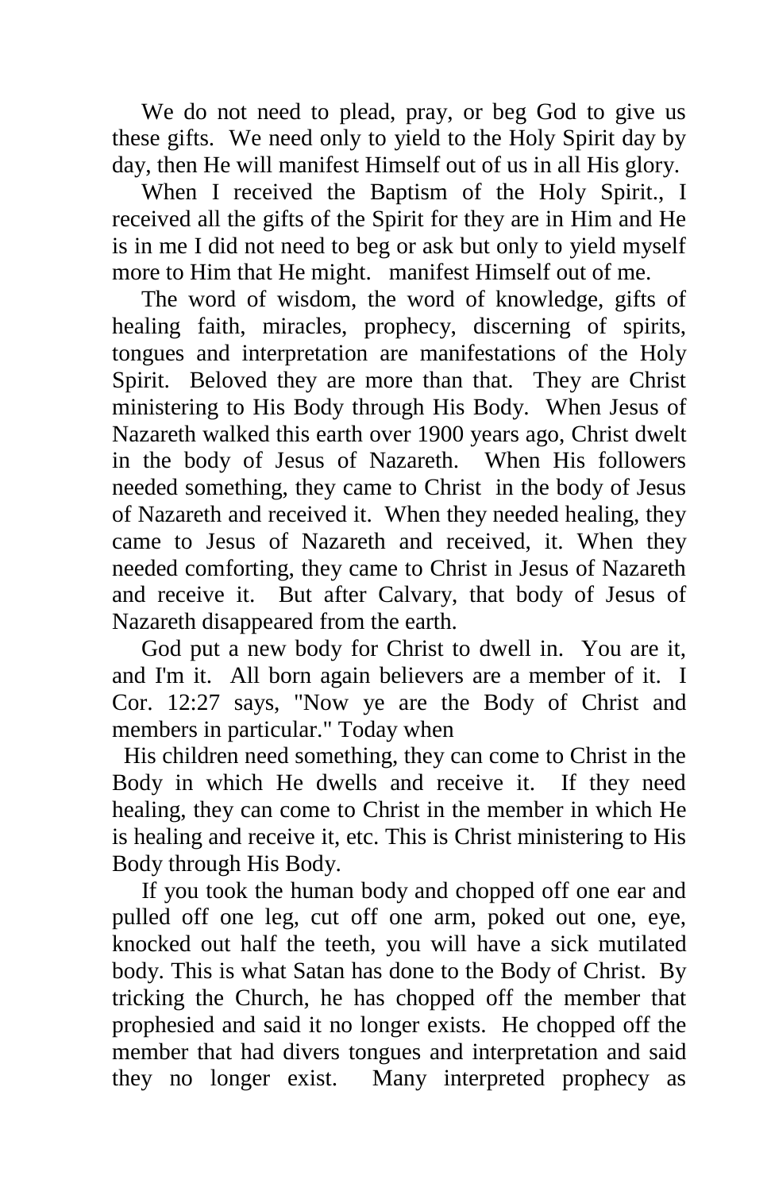We do not need to plead, pray, or beg God to give us these gifts. We need only to yield to the Holy Spirit day by day, then He will manifest Himself out of us in all His glory.

When I received the Baptism of the Holy Spirit., I received all the gifts of the Spirit for they are in Him and He is in me I did not need to beg or ask but only to yield myself more to Him that He might. manifest Himself out of me.

The word of wisdom, the word of knowledge, gifts of healing faith, miracles, prophecy, discerning of spirits, tongues and interpretation are manifestations of the Holy Spirit. Beloved they are more than that. They are Christ ministering to His Body through His Body. When Jesus of Nazareth walked this earth over 1900 years ago, Christ dwelt in the body of Jesus of Nazareth. When His followers needed something, they came to Christ in the body of Jesus of Nazareth and received it. When they needed healing, they came to Jesus of Nazareth and received, it. When they needed comforting, they came to Christ in Jesus of Nazareth and receive it. But after Calvary, that body of Jesus of Nazareth disappeared from the earth.

God put a new body for Christ to dwell in. You are it, and I'm it. All born again believers are a member of it. I Cor. 12:27 says, "Now ye are the Body of Christ and members in particular." Today when His children need something, they can come to Christ in the Body in which He dwells and receive it. If they need healing, they can come to Christ in the member in which He is healing and receive it, etc. This is Christ ministering to His Body through His Body.

If you took the human body and chopped off one ear and pulled off one leg, cut off one arm, poked out one, eye, knocked out half the teeth, you will have a sick mutilated body. This is what Satan has done to the Body of Christ. By tricking the Church, he has chopped off the member that prophesied and said it no longer exists. He chopped off the member that had divers tongues and interpretation and said they no longer exist. Many interpreted prophecy as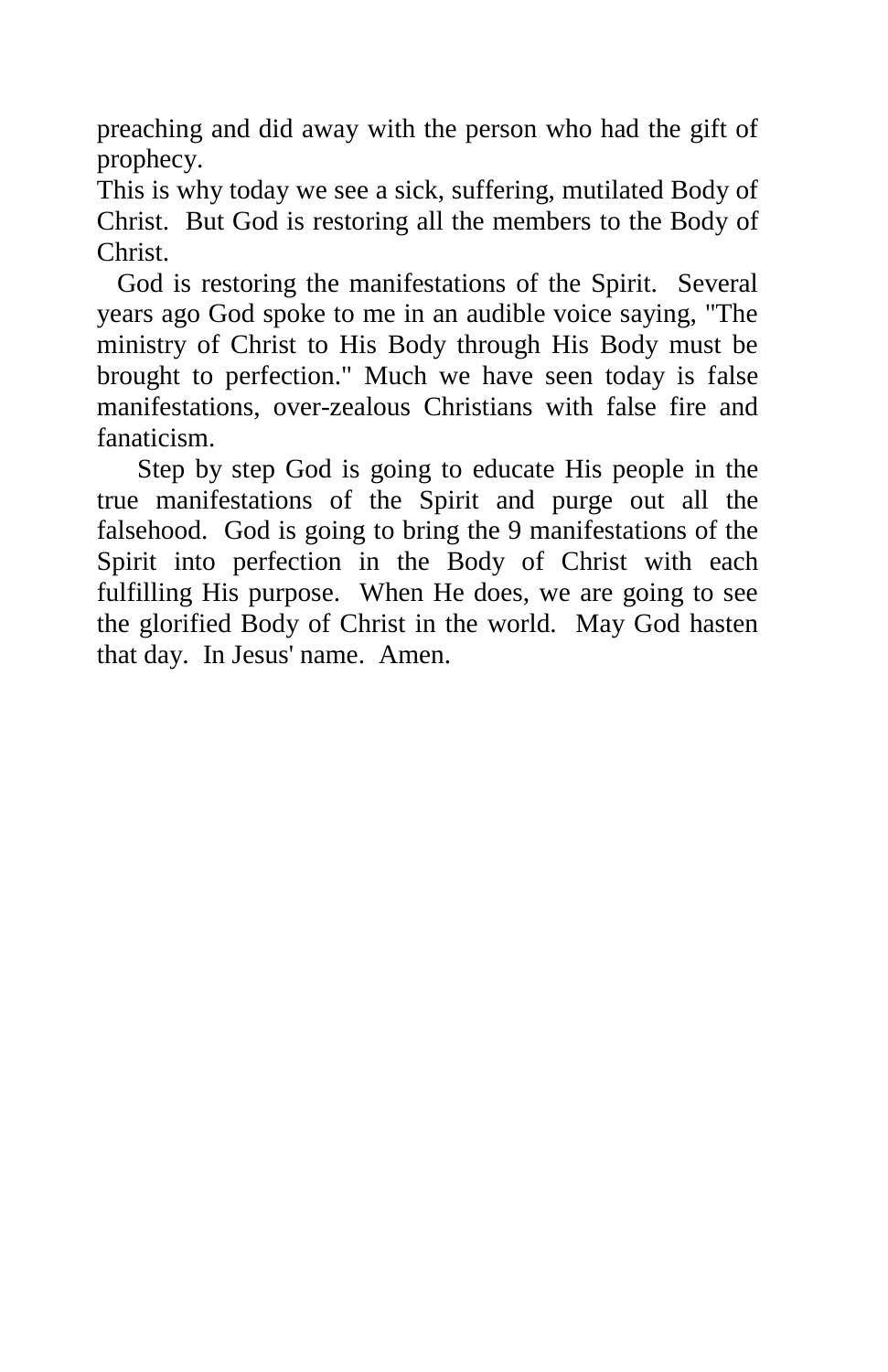preaching and did away with the person who had the gift of prophecy.

This is why today we see a sick, suffering, mutilated Body of Christ. But God is restoring all the members to the Body of Christ.

God is restoring the manifestations of the Spirit. Several years ago God spoke to me in an audible voice saying, "The ministry of Christ to His Body through His Body must be brought to perfection." Much we have seen today is false manifestations, over-zealous Christians with false fire and fanaticism.

Step by step God is going to educate His people in the true manifestations of the Spirit and purge out all the falsehood. God is going to bring the 9 manifestations of the Spirit into perfection in the Body of Christ with each fulfilling His purpose. When He does, we are going to see the glorified Body of Christ in the world. May God hasten that day. In Jesus' name. Amen.